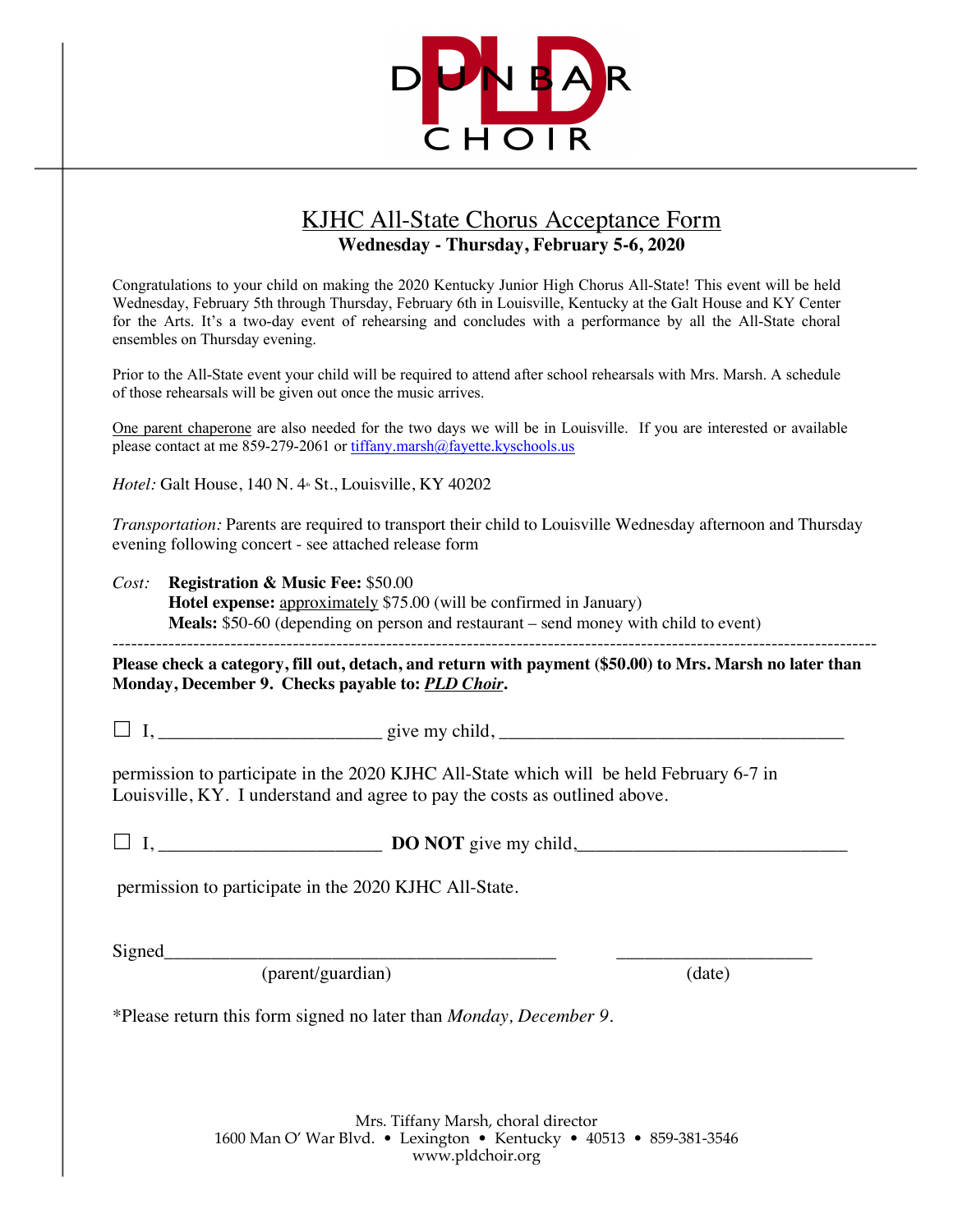DUNBAR PLD CHOIR

# KJHC All-State Chorus Acceptance Form

**Wednesday - Thursday, February 5-6, 2020**

Congratulations to your child on making the 2020 Kentucky Junior High Chorus All-State! This event will be held Wednesday, February 5th through Thursday, February 6th in Louisville, Kentucky at the Galt House and KY Center for the Arts. It's a two-day event of rehearsing and concludes with a performance by all the All-State choral ensembles on Thursday evening.

Prior to the All-State event your child will be required to attend after school rehearsals with Mrs. Marsh. A schedule of those rehearsals will be given out once the music arrives.

One parent chaperone are also needed for the two days we will be in Louisville. If you are interested or available please contact at me 859-279-2061 or tiffany.marsh@fayette.kyschools.us

*Hotel:* Galt House, 140 N. 4th St., Louisville, KY 40202

*Transportation:* Parents are required to transport their child to Louisville Wednesday afternoon and Thursday evening following concert - see attached release form

*Cost:* **Registration & Music Fee:** $50.00
**Hotel expense:** approximately $75.00 (will be confirmed in January)
**Meals:** $50-60 (depending on person and restaurant – send money with child to event)

---

**Please check a category, fill out, detach, and return with payment ($50.00) to Mrs. Marsh no later than Monday, December 9. Checks payable to: *PLD Choir*.**

☐ I, ________________________ give my child, ____________________________________

permission to participate in the 2020 KJHC All-State which will be held February 6-7 in Louisville, KY. I understand and agree to pay the costs as outlined above.

☐ I, ________________________ **DO NOT** give my child,_____________________________

permission to participate in the 2020 KJHC All-State.

Signed_________________________________________ ____________________
(parent/guardian) (date)

*Please return this form signed no later than *Monday, December 9*.

Mrs. Tiffany Marsh, choral director
1600 Man O' War Blvd. • Lexington • Kentucky • 40513 • 859-381-3546
www.pldchoir.org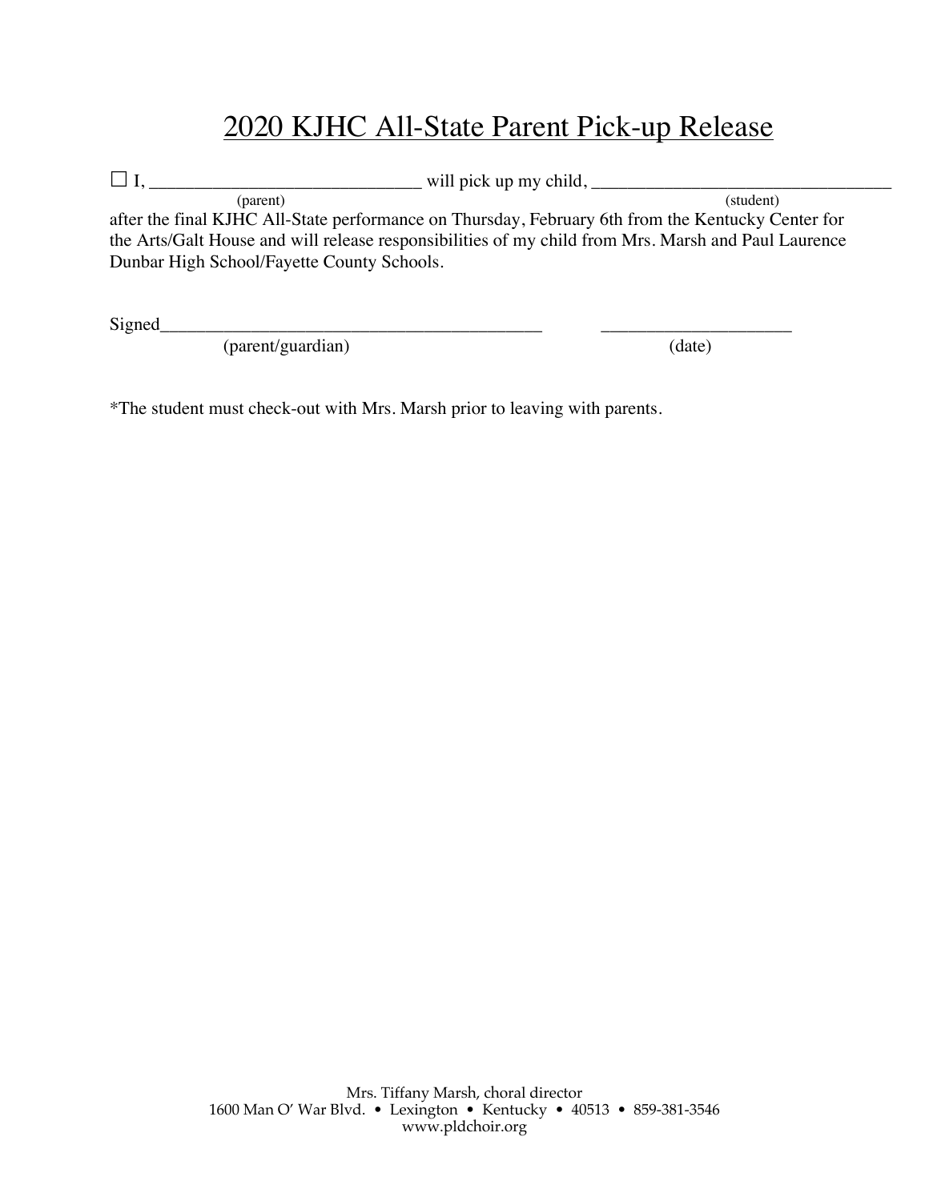# 2020 KJHC All-State Parent Pick-up Release

☐ I, ______________________________ will pick up my child, _________________________________
(parent) (student)
after the final KJHC All-State performance on Thursday, February 6th from the Kentucky Center for the Arts/Galt House and will release responsibilities of my child from Mrs. Marsh and Paul Laurence Dunbar High School/Fayette County Schools.

Signed___________________________________________ _____________________
(parent/guardian) (date)

*The student must check-out with Mrs. Marsh prior to leaving with parents.

Mrs. Tiffany Marsh, choral director
1600 Man O' War Blvd. • Lexington • Kentucky • 40513 • 859-381-3546
www.pldchoir.org